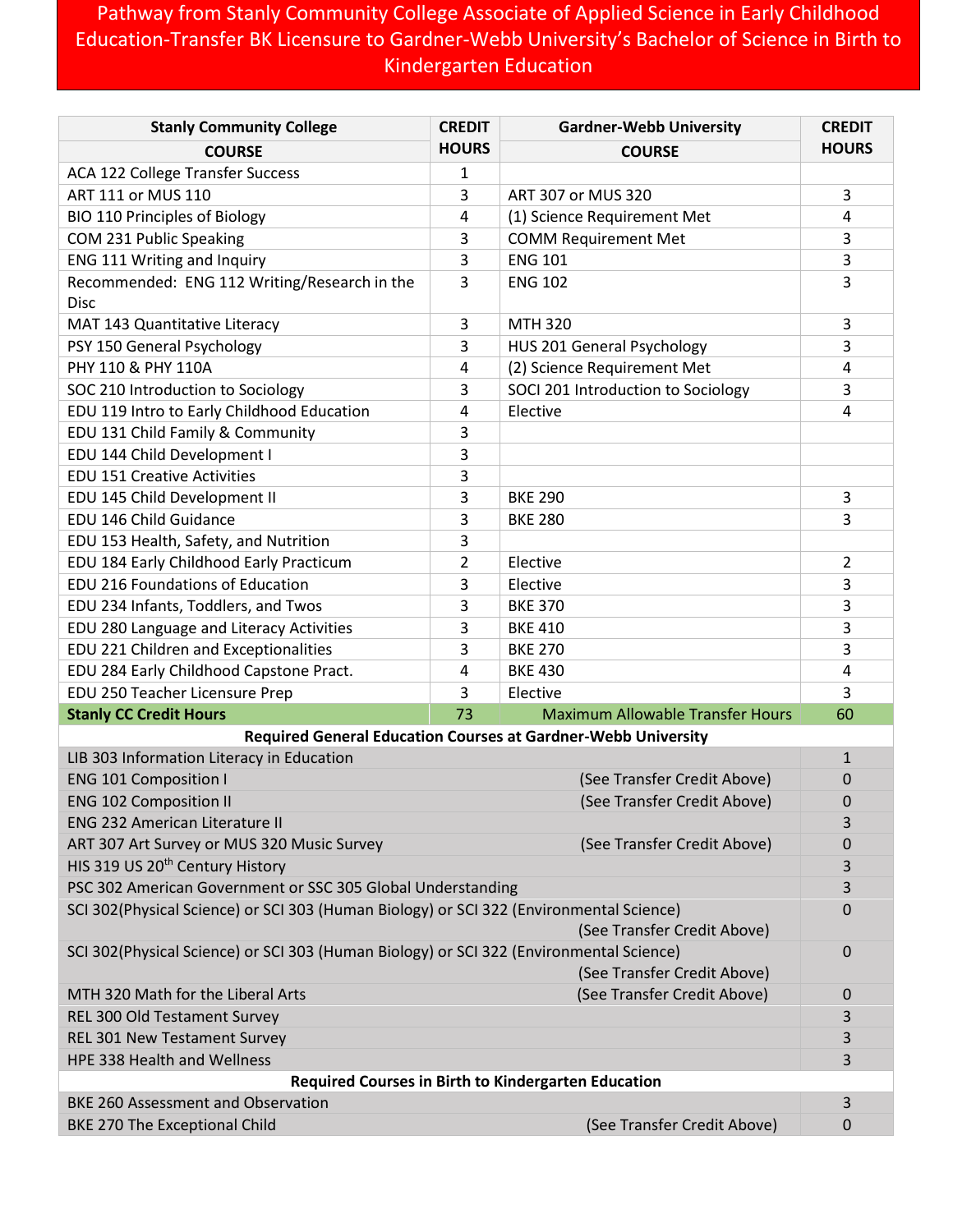# Pathway from Stanly Community College Associate of Applied Science in Early Childhood Education-Transfer BK Licensure to Gardner-Webb University's Bachelor of Science in Birth to Kindergarten Education

| Stanly Community College COURSE | CREDIT HOURS | Gardner-Webb University COURSE | CREDIT HOURS |
|---|---|---|---|
| ACA 122 College Transfer Success | 1 | | |
| ART 111 or MUS 110 | 3 | ART 307 or MUS 320 | 3 |
| BIO 110 Principles of Biology | 4 | (1) Science Requirement Met | 4 |
| COM 231 Public Speaking | 3 | COMM Requirement Met | 3 |
| ENG 111 Writing and Inquiry | 3 | ENG 101 | 3 |
| Recommended: ENG 112 Writing/Research in the Disc | 3 | ENG 102 | 3 |
| MAT 143 Quantitative Literacy | 3 | MTH 320 | 3 |
| PSY 150 General Psychology | 3 | HUS 201 General Psychology | 3 |
| PHY 110 & PHY 110A | 4 | (2) Science Requirement Met | 4 |
| SOC 210 Introduction to Sociology | 3 | SOCI 201 Introduction to Sociology | 3 |
| EDU 119 Intro to Early Childhood Education | 4 | Elective | 4 |
| EDU 131 Child Family & Community | 3 | | |
| EDU 144 Child Development I | 3 | | |
| EDU 151 Creative Activities | 3 | | |
| EDU 145 Child Development II | 3 | BKE 290 | 3 |
| EDU 146 Child Guidance | 3 | BKE 280 | 3 |
| EDU 153 Health, Safety, and Nutrition | 3 | | |
| EDU 184 Early Childhood Early Practicum | 2 | Elective | 2 |
| EDU 216 Foundations of Education | 3 | Elective | 3 |
| EDU 234 Infants, Toddlers, and Twos | 3 | BKE 370 | 3 |
| EDU 280 Language and Literacy Activities | 3 | BKE 410 | 3 |
| EDU 221 Children and Exceptionalities | 3 | BKE 270 | 3 |
| EDU 284 Early Childhood Capstone Pract. | 4 | BKE 430 | 4 |
| EDU 250 Teacher Licensure Prep | 3 | Elective | 3 |
| **Stanly CC Credit Hours** | 73 | Maximum Allowable Transfer Hours | 60 |
| **Required General Education Courses at Gardner-Webb University** | | | |
| LIB 303 Information Literacy in Education | | | 1 |
| ENG 101 Composition I | | (See Transfer Credit Above) | 0 |
| ENG 102 Composition II | | (See Transfer Credit Above) | 0 |
| ENG 232 American Literature II | | | 3 |
| ART 307 Art Survey or MUS 320 Music Survey | | (See Transfer Credit Above) | 0 |
| HIS 319 US 20th Century History | | | 3 |
| PSC 302 American Government or SSC 305 Global Understanding | | | 3 |
| SCI 302(Physical Science) or SCI 303 (Human Biology) or SCI 322 (Environmental Science) | | (See Transfer Credit Above) | 0 |
| SCI 302(Physical Science) or SCI 303 (Human Biology) or SCI 322 (Environmental Science) | | (See Transfer Credit Above) | 0 |
| MTH 320 Math for the Liberal Arts | | (See Transfer Credit Above) | 0 |
| REL 300 Old Testament Survey | | | 3 |
| REL 301 New Testament Survey | | | 3 |
| HPE 338 Health and Wellness | | | 3 |
| **Required Courses in Birth to Kindergarten Education** | | | |
| BKE 260 Assessment and Observation | | | 3 |
| BKE 270 The Exceptional Child | | (See Transfer Credit Above) | 0 |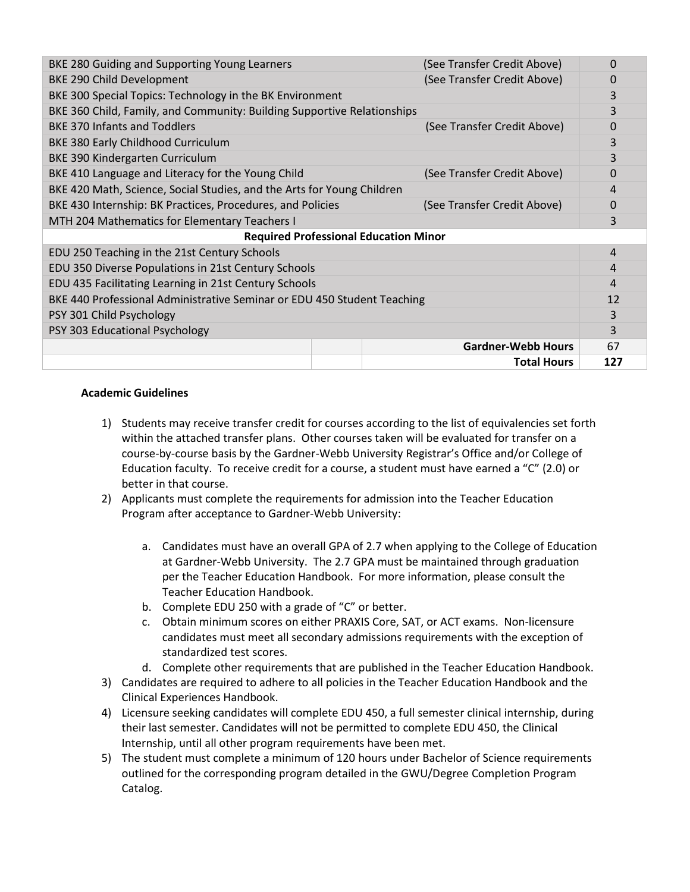| Course | | Notes | Hours |
|---|---|---|---|
| BKE 280 Guiding and Supporting Young Learners | | (See Transfer Credit Above) | 0 |
| BKE 290 Child Development | | (See Transfer Credit Above) | 0 |
| BKE 300 Special Topics: Technology in the BK Environment | | | 3 |
| BKE 360 Child, Family, and Community: Building Supportive Relationships | | | 3 |
| BKE 370 Infants and Toddlers | | (See Transfer Credit Above) | 0 |
| BKE 380 Early Childhood Curriculum | | | 3 |
| BKE 390 Kindergarten Curriculum | | | 3 |
| BKE 410 Language and Literacy for the Young Child | | (See Transfer Credit Above) | 0 |
| BKE 420 Math, Science, Social Studies, and the Arts for Young Children | | | 4 |
| BKE 430 Internship: BK Practices, Procedures, and Policies | | (See Transfer Credit Above) | 0 |
| MTH 204 Mathematics for Elementary Teachers I | | | 3 |
| **Required Professional Education Minor** | | | |
| EDU 250 Teaching in the 21st Century Schools | | | 4 |
| EDU 350 Diverse Populations in 21st Century Schools | | | 4 |
| EDU 435 Facilitating Learning in 21st Century Schools | | | 4 |
| BKE 440 Professional Administrative Seminar or EDU 450 Student Teaching | | | 12 |
| PSY 301 Child Psychology | | | 3 |
| PSY 303 Educational Psychology | | | 3 |
| | | **Gardner-Webb Hours** | 67 |
| | | **Total Hours** | **127** |

**Academic Guidelines**

1) Students may receive transfer credit for courses according to the list of equivalencies set forth within the attached transfer plans. Other courses taken will be evaluated for transfer on a course-by-course basis by the Gardner-Webb University Registrar's Office and/or College of Education faculty. To receive credit for a course, a student must have earned a "C" (2.0) or better in that course.
2) Applicants must complete the requirements for admission into the Teacher Education Program after acceptance to Gardner-Webb University:
   a. Candidates must have an overall GPA of 2.7 when applying to the College of Education at Gardner-Webb University. The 2.7 GPA must be maintained through graduation per the Teacher Education Handbook. For more information, please consult the Teacher Education Handbook.
   b. Complete EDU 250 with a grade of "C" or better.
   c. Obtain minimum scores on either PRAXIS Core, SAT, or ACT exams. Non-licensure candidates must meet all secondary admissions requirements with the exception of standardized test scores.
   d. Complete other requirements that are published in the Teacher Education Handbook.
3) Candidates are required to adhere to all policies in the Teacher Education Handbook and the Clinical Experiences Handbook.
4) Licensure seeking candidates will complete EDU 450, a full semester clinical internship, during their last semester. Candidates will not be permitted to complete EDU 450, the Clinical Internship, until all other program requirements have been met.
5) The student must complete a minimum of 120 hours under Bachelor of Science requirements outlined for the corresponding program detailed in the GWU/Degree Completion Program Catalog.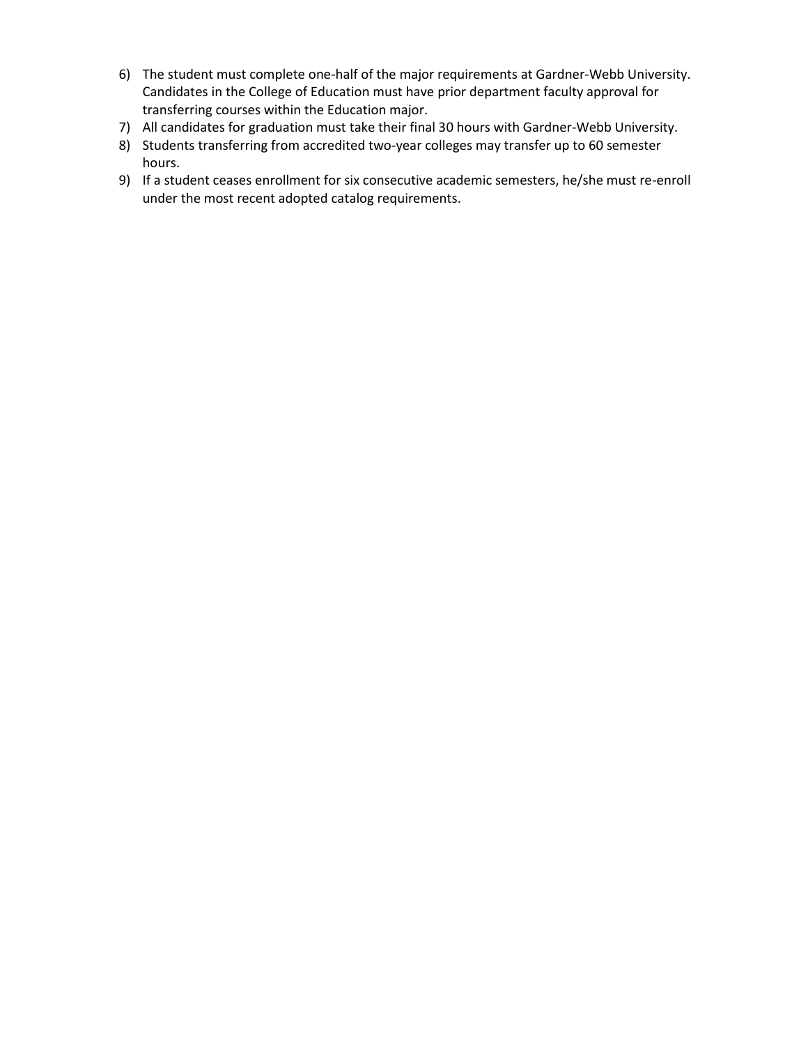6) The student must complete one-half of the major requirements at Gardner-Webb University. Candidates in the College of Education must have prior department faculty approval for transferring courses within the Education major.
7) All candidates for graduation must take their final 30 hours with Gardner-Webb University.
8) Students transferring from accredited two-year colleges may transfer up to 60 semester hours.
9) If a student ceases enrollment for six consecutive academic semesters, he/she must re-enroll under the most recent adopted catalog requirements.